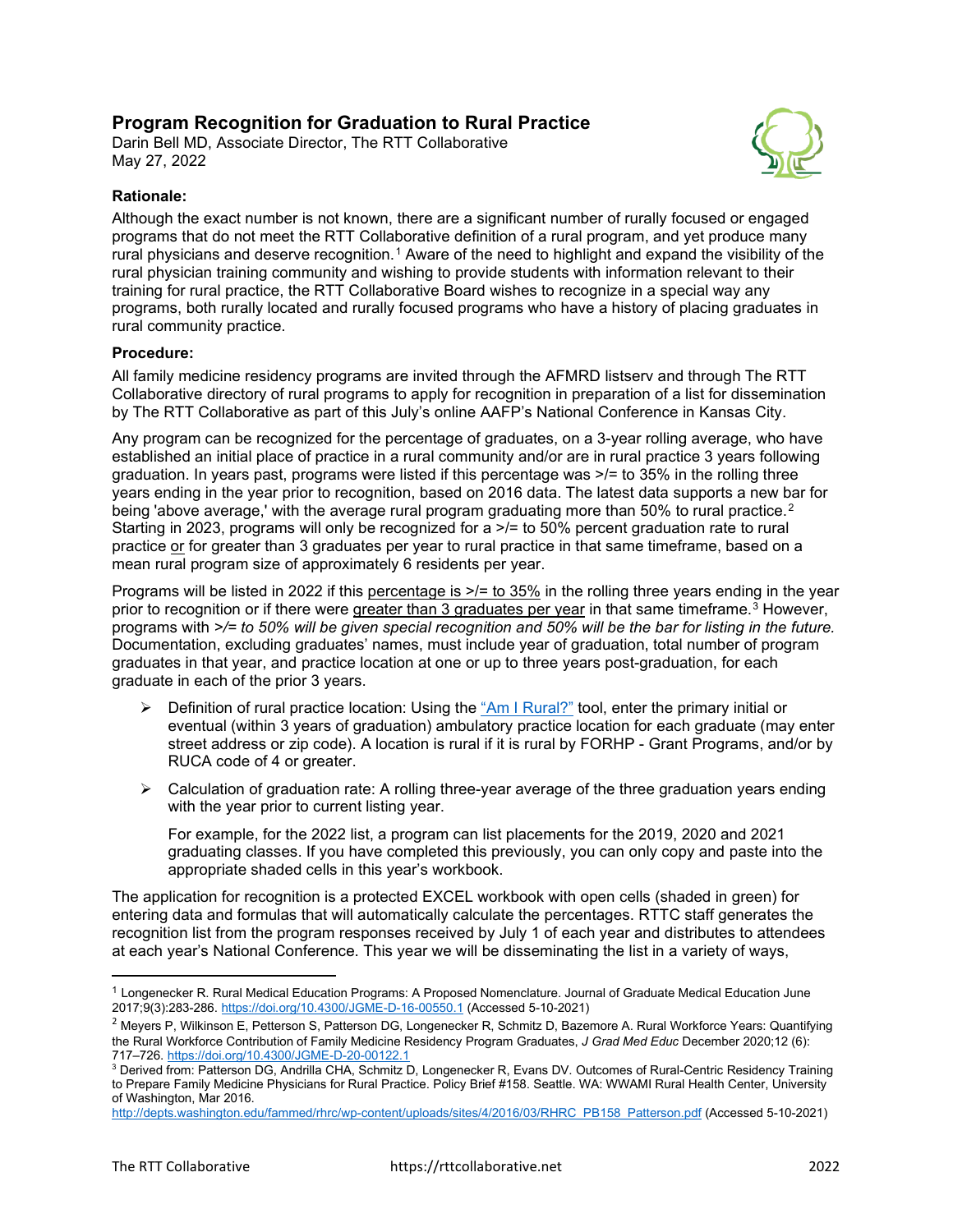# Program Recognition for Graduation to Rural Practice

Darin Bell MD, Associate Director, The RTT Collaborative
May 27, 2022

**Rationale:**

Although the exact number is not known, there are a significant number of rurally focused or engaged programs that do not meet the RTT Collaborative definition of a rural program, and yet produce many rural physicians and deserve recognition.[1] Aware of the need to highlight and expand the visibility of the rural physician training community and wishing to provide students with information relevant to their training for rural practice, the RTT Collaborative Board wishes to recognize in a special way any programs, both rurally located and rurally focused programs who have a history of placing graduates in rural community practice.

**Procedure:**

All family medicine residency programs are invited through the AFMRD listserv and through The RTT Collaborative directory of rural programs to apply for recognition in preparation of a list for dissemination by The RTT Collaborative as part of this July's online AAFP's National Conference in Kansas City.

Any program can be recognized for the percentage of graduates, on a 3-year rolling average, who have established an initial place of practice in a rural community and/or are in rural practice 3 years following graduation. In years past, programs were listed if this percentage was >/= to 35% in the rolling three years ending in the year prior to recognition, based on 2016 data. The latest data supports a new bar for being 'above average,' with the average rural program graduating more than 50% to rural practice.[2] Starting in 2023, programs will only be recognized for a >/= to 50% percent graduation rate to rural practice <u>or</u> for greater than 3 graduates per year to rural practice in that same timeframe, based on a mean rural program size of approximately 6 residents per year.

Programs will be listed in 2022 if this <u>percentage is >/= to 35%</u> in the rolling three years ending in the year prior to recognition or if there were <u>greater than 3 graduates per year</u> in that same timeframe.[3] However, programs with *>/= to 50% will be given special recognition and 50% will be the bar for listing in the future.* Documentation, excluding graduates' names, must include year of graduation, total number of program graduates in that year, and practice location at one or up to three years post-graduation, for each graduate in each of the prior 3 years.

- Definition of rural practice location: Using the "Am I Rural?" tool, enter the primary initial or eventual (within 3 years of graduation) ambulatory practice location for each graduate (may enter street address or zip code). A location is rural if it is rural by FORHP - Grant Programs, and/or by RUCA code of 4 or greater.
- Calculation of graduation rate: A rolling three-year average of the three graduation years ending with the year prior to current listing year.

  For example, for the 2022 list, a program can list placements for the 2019, 2020 and 2021 graduating classes. If you have completed this previously, you can only copy and paste into the appropriate shaded cells in this year's workbook.

The application for recognition is a protected EXCEL workbook with open cells (shaded in green) for entering data and formulas that will automatically calculate the percentages. RTTC staff generates the recognition list from the program responses received by July 1 of each year and distributes to attendees at each year's National Conference. This year we will be disseminating the list in a variety of ways,

---

[1] Longenecker R. Rural Medical Education Programs: A Proposed Nomenclature. Journal of Graduate Medical Education June 2017;9(3):283-286. https://doi.org/10.4300/JGME-D-16-00550.1 (Accessed 5-10-2021)

[2] Meyers P, Wilkinson E, Petterson S, Patterson DG, Longenecker R, Schmitz D, Bazemore A. Rural Workforce Years: Quantifying the Rural Workforce Contribution of Family Medicine Residency Program Graduates, *J Grad Med Educ* December 2020;12 (6): 717–726. https://doi.org/10.4300/JGME-D-20-00122.1

[3] Derived from: Patterson DG, Andrilla CHA, Schmitz D, Longenecker R, Evans DV. Outcomes of Rural-Centric Residency Training to Prepare Family Medicine Physicians for Rural Practice. Policy Brief #158. Seattle. WA: WWAMI Rural Health Center, University of Washington, Mar 2016. http://depts.washington.edu/fammed/rhrc/wp-content/uploads/sites/4/2016/03/RHRC_PB158_Patterson.pdf (Accessed 5-10-2021)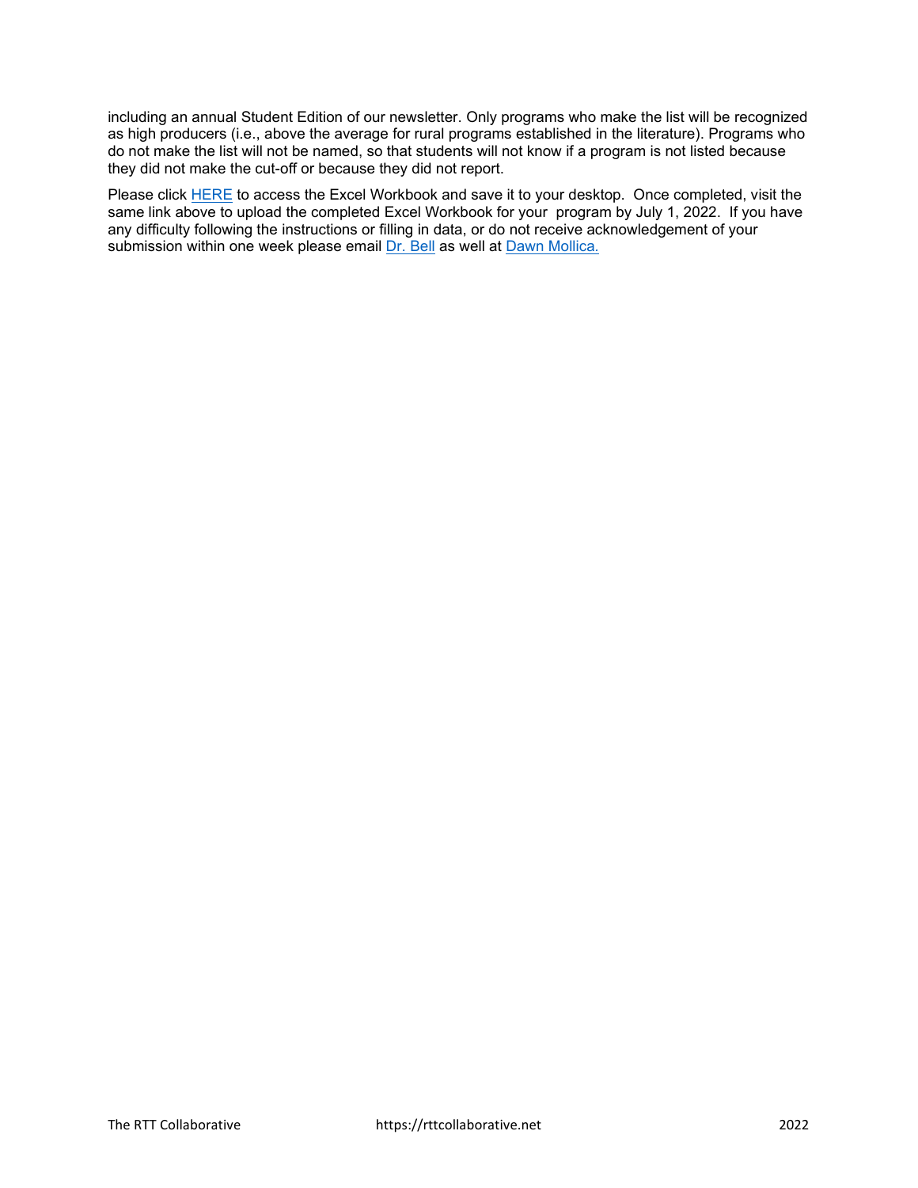including an annual Student Edition of our newsletter. Only programs who make the list will be recognized as high producers (i.e., above the average for rural programs established in the literature). Programs who do not make the list will not be named, so that students will not know if a program is not listed because they did not make the cut-off or because they did not report.

Please click HERE to access the Excel Workbook and save it to your desktop. Once completed, visit the same link above to upload the completed Excel Workbook for your program by July 1, 2022. If you have any difficulty following the instructions or filling in data, or do not receive acknowledgement of your submission within one week please email Dr. Bell as well at Dawn Mollica.